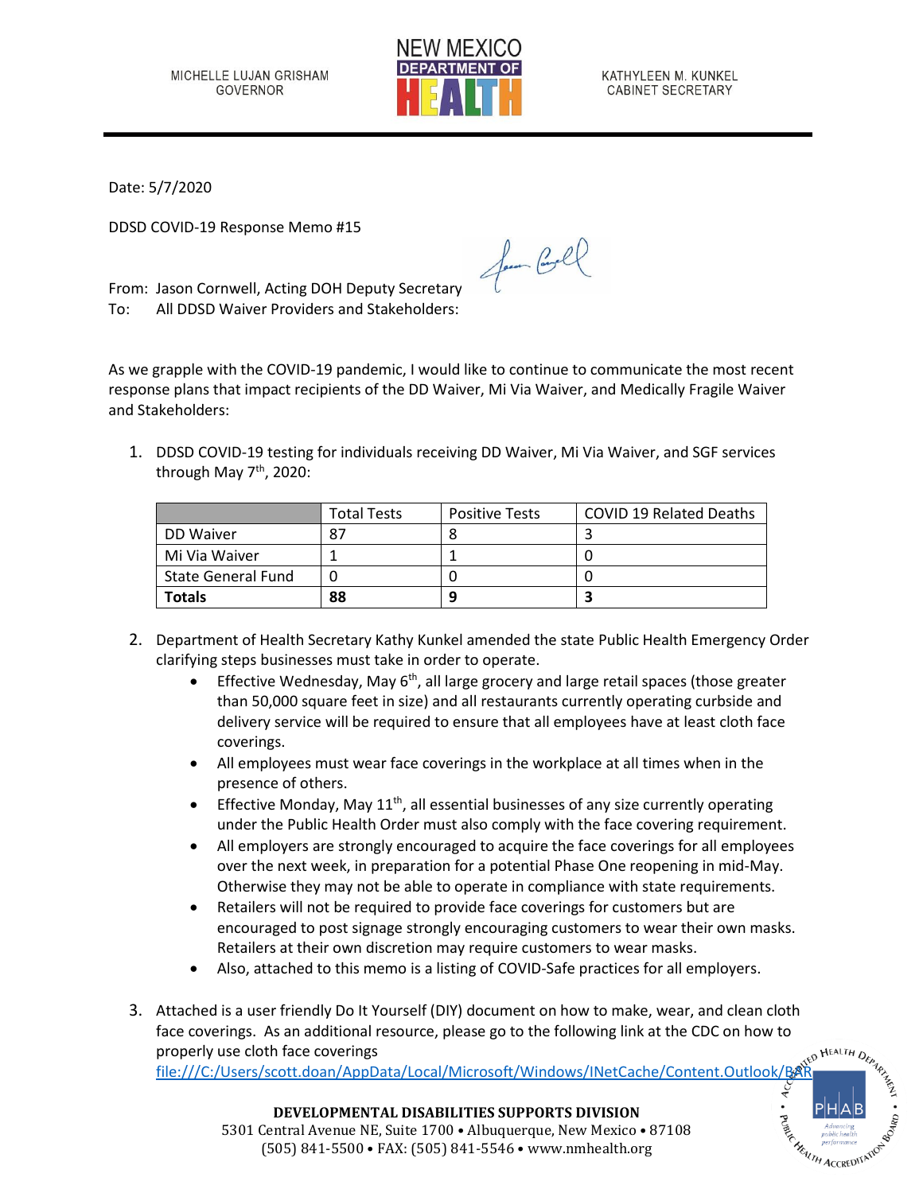MICHELLE LUJAN GRISHAM
GOVERNOR

NEW MEXICO DEPARTMENT OF HEALTH

KATHYLEEN M. KUNKEL
CABINET SECRETARY

Date: 5/7/2020

DDSD COVID-19 Response Memo #15

From: Jason Cornwell, Acting DOH Deputy Secretary
To: All DDSD Waiver Providers and Stakeholders:

As we grapple with the COVID-19 pandemic, I would like to continue to communicate the most recent response plans that impact recipients of the DD Waiver, Mi Via Waiver, and Medically Fragile Waiver and Stakeholders:

1. DDSD COVID-19 testing for individuals receiving DD Waiver, Mi Via Waiver, and SGF services through May 7th, 2020:

| | Total Tests | Positive Tests | COVID 19 Related Deaths |
|---|---|---|---|
| DD Waiver | 87 | 8 | 3 |
| Mi Via Waiver | 1 | 1 | 0 |
| State General Fund | 0 | 0 | 0 |
| **Totals** | **88** | **9** | **3** |

2. Department of Health Secretary Kathy Kunkel amended the state Public Health Emergency Order clarifying steps businesses must take in order to operate.
   - Effective Wednesday, May 6th, all large grocery and large retail spaces (those greater than 50,000 square feet in size) and all restaurants currently operating curbside and delivery service will be required to ensure that all employees have at least cloth face coverings.
   - All employees must wear face coverings in the workplace at all times when in the presence of others.
   - Effective Monday, May 11th, all essential businesses of any size currently operating under the Public Health Order must also comply with the face covering requirement.
   - All employers are strongly encouraged to acquire the face coverings for all employees over the next week, in preparation for a potential Phase One reopening in mid-May. Otherwise they may not be able to operate in compliance with state requirements.
   - Retailers will not be required to provide face coverings for customers but are encouraged to post signage strongly encouraging customers to wear their own masks. Retailers at their own discretion may require customers to wear masks.
   - Also, attached to this memo is a listing of COVID-Safe practices for all employers.

3. Attached is a user friendly Do It Yourself (DIY) document on how to make, wear, and clean cloth face coverings. As an additional resource, please go to the following link at the CDC on how to properly use cloth face coverings
file:///C:/Users/scott.doan/AppData/Local/Microsoft/Windows/INetCache/Content.Outlook/BAR

**DEVELOPMENTAL DISABILITIES SUPPORTS DIVISION**
5301 Central Avenue NE, Suite 1700 • Albuquerque, New Mexico • 87108
(505) 841-5500 • FAX: (505) 841-5546 • www.nmhealth.org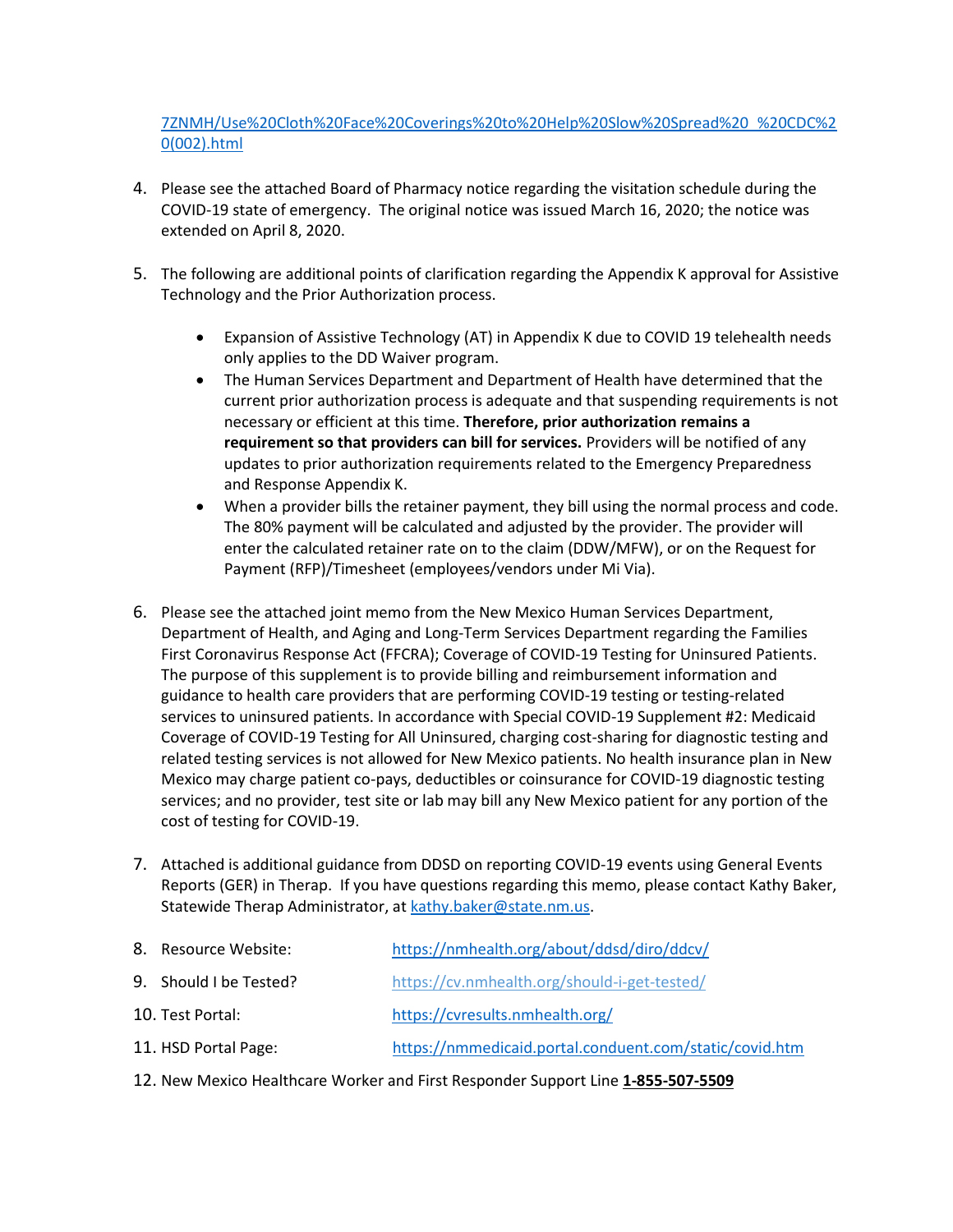7ZNMH/Use%20Cloth%20Face%20Coverings%20to%20Help%20Slow%20Spread%20_%20CDC%20(002).html

4. Please see the attached Board of Pharmacy notice regarding the visitation schedule during the COVID-19 state of emergency. The original notice was issued March 16, 2020; the notice was extended on April 8, 2020.

5. The following are additional points of clarification regarding the Appendix K approval for Assistive Technology and the Prior Authorization process.

   - Expansion of Assistive Technology (AT) in Appendix K due to COVID 19 telehealth needs only applies to the DD Waiver program.
   - The Human Services Department and Department of Health have determined that the current prior authorization process is adequate and that suspending requirements is not necessary or efficient at this time. **Therefore, prior authorization remains a requirement so that providers can bill for services.** Providers will be notified of any updates to prior authorization requirements related to the Emergency Preparedness and Response Appendix K.
   - When a provider bills the retainer payment, they bill using the normal process and code. The 80% payment will be calculated and adjusted by the provider. The provider will enter the calculated retainer rate on to the claim (DDW/MFW), or on the Request for Payment (RFP)/Timesheet (employees/vendors under Mi Via).

6. Please see the attached joint memo from the New Mexico Human Services Department, Department of Health, and Aging and Long-Term Services Department regarding the Families First Coronavirus Response Act (FFCRA); Coverage of COVID-19 Testing for Uninsured Patients. The purpose of this supplement is to provide billing and reimbursement information and guidance to health care providers that are performing COVID-19 testing or testing-related services to uninsured patients. In accordance with Special COVID-19 Supplement #2: Medicaid Coverage of COVID-19 Testing for All Uninsured, charging cost-sharing for diagnostic testing and related testing services is not allowed for New Mexico patients. No health insurance plan in New Mexico may charge patient co-pays, deductibles or coinsurance for COVID-19 diagnostic testing services; and no provider, test site or lab may bill any New Mexico patient for any portion of the cost of testing for COVID-19.

7. Attached is additional guidance from DDSD on reporting COVID-19 events using General Events Reports (GER) in Therap. If you have questions regarding this memo, please contact Kathy Baker, Statewide Therap Administrator, at kathy.baker@state.nm.us.

8. Resource Website: https://nmhealth.org/about/ddsd/diro/ddcv/

9. Should I be Tested? https://cv.nmhealth.org/should-i-get-tested/

10. Test Portal: https://cvresults.nmhealth.org/

11. HSD Portal Page: https://nmmedicaid.portal.conduent.com/static/covid.htm

12. New Mexico Healthcare Worker and First Responder Support Line **1-855-507-5509**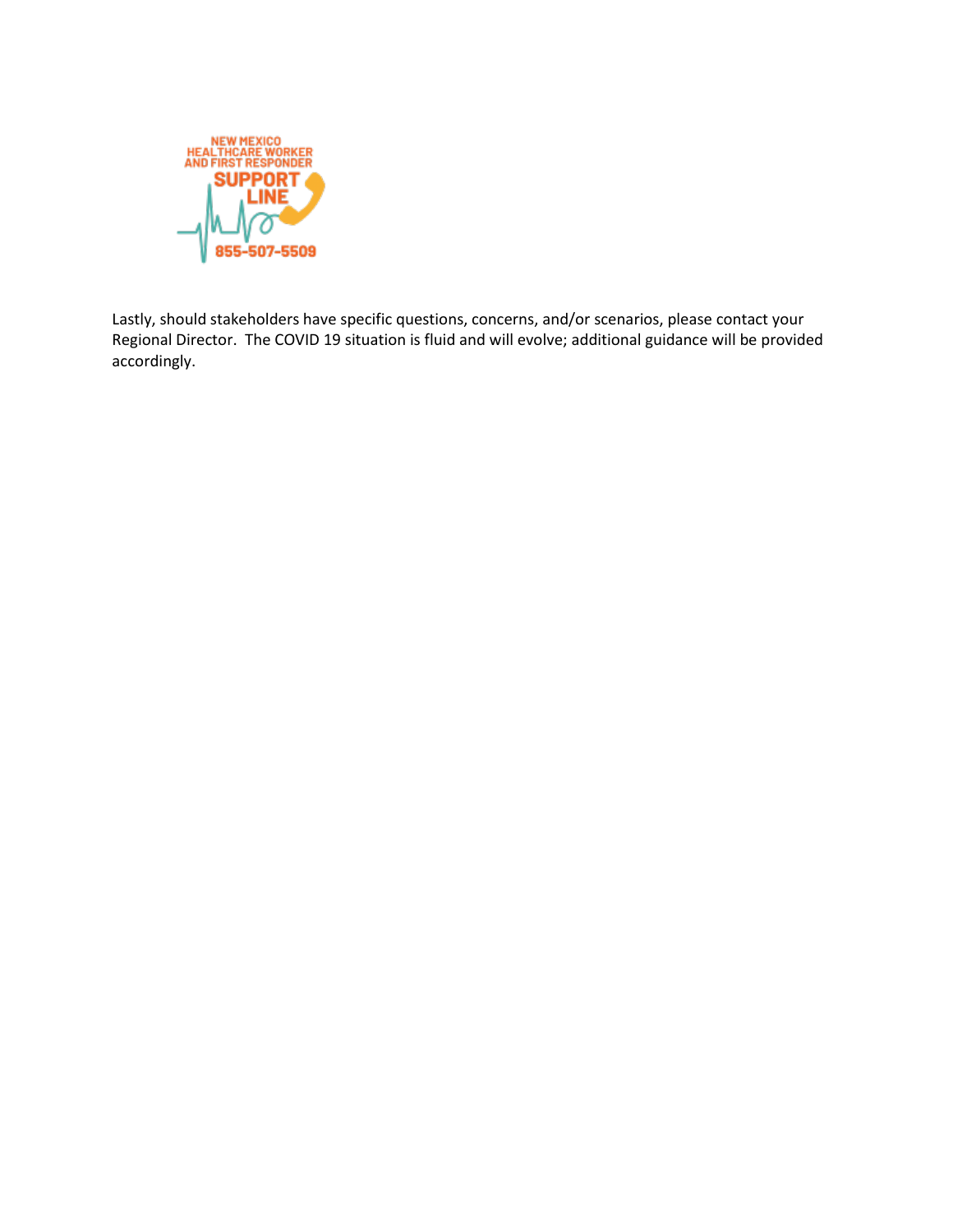NEW MEXICO
HEALTHCARE WORKER
AND FIRST RESPONDER
SUPPORT
LINE
855-507-5509

Lastly, should stakeholders have specific questions, concerns, and/or scenarios, please contact your Regional Director. The COVID 19 situation is fluid and will evolve; additional guidance will be provided accordingly.